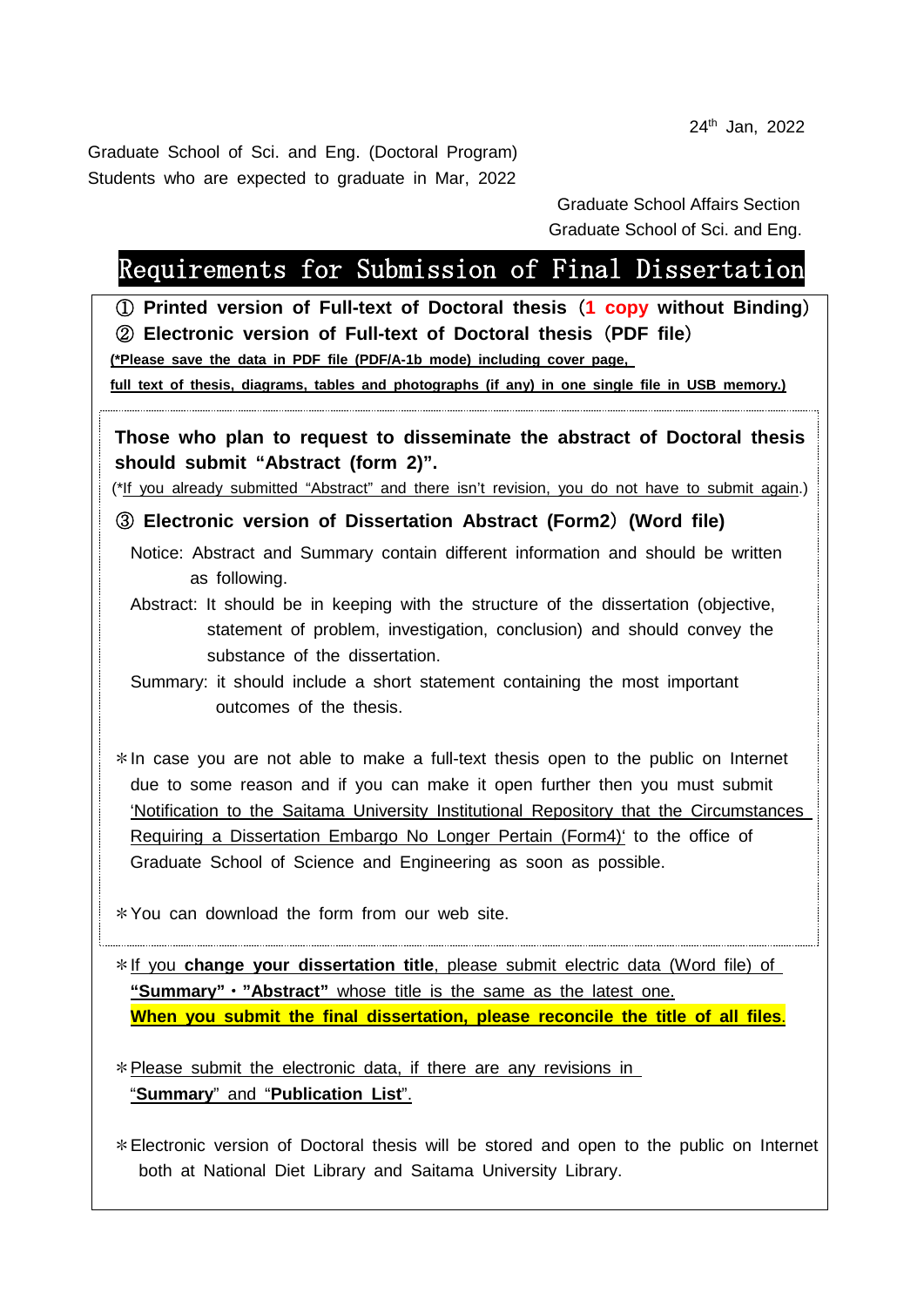24th Jan, 2022

Graduate School of Sci. and Eng. (Doctoral Program)
Students who are expected to graduate in Mar, 2022

Graduate School Affairs Section
Graduate School of Sci. and Eng.

# Requirements for Submission of Final Dissertation

① **Printed version of Full-text of Doctoral thesis（1 copy without Binding）**
② **Electronic version of Full-text of Doctoral thesis（PDF file）**
**(*Please save the data in PDF file (PDF/A-1b mode) including cover page, full text of thesis, diagrams, tables and photographs (if any) in one single file in USB memory.)**

**Those who plan to request to disseminate the abstract of Doctoral thesis should submit "Abstract (form 2)".**
(*If you already submitted "Abstract" and there isn't revision, you do not have to submit again.)

③ **Electronic version of Dissertation Abstract (Form2）(Word file)**

Notice: Abstract and Summary contain different information and should be written as following.

Abstract: It should be in keeping with the structure of the dissertation (objective, statement of problem, investigation, conclusion) and should convey the substance of the dissertation.

Summary: it should include a short statement containing the most important outcomes of the thesis.

＊In case you are not able to make a full-text thesis open to the public on Internet due to some reason and if you can make it open further then you must submit 'Notification to the Saitama University Institutional Repository that the Circumstances Requiring a Dissertation Embargo No Longer Pertain (Form4)' to the office of Graduate School of Science and Engineering as soon as possible.

＊You can download the form from our web site.

＊If you **change your dissertation title**, please submit electric data (Word file) of **"Summary"・"Abstract"** whose title is the same as the latest one.
**When you submit the final dissertation, please reconcile the title of all files**.

＊Please submit the electronic data, if there are any revisions in "**Summary**" and "**Publication List**".

＊Electronic version of Doctoral thesis will be stored and open to the public on Internet both at National Diet Library and Saitama University Library.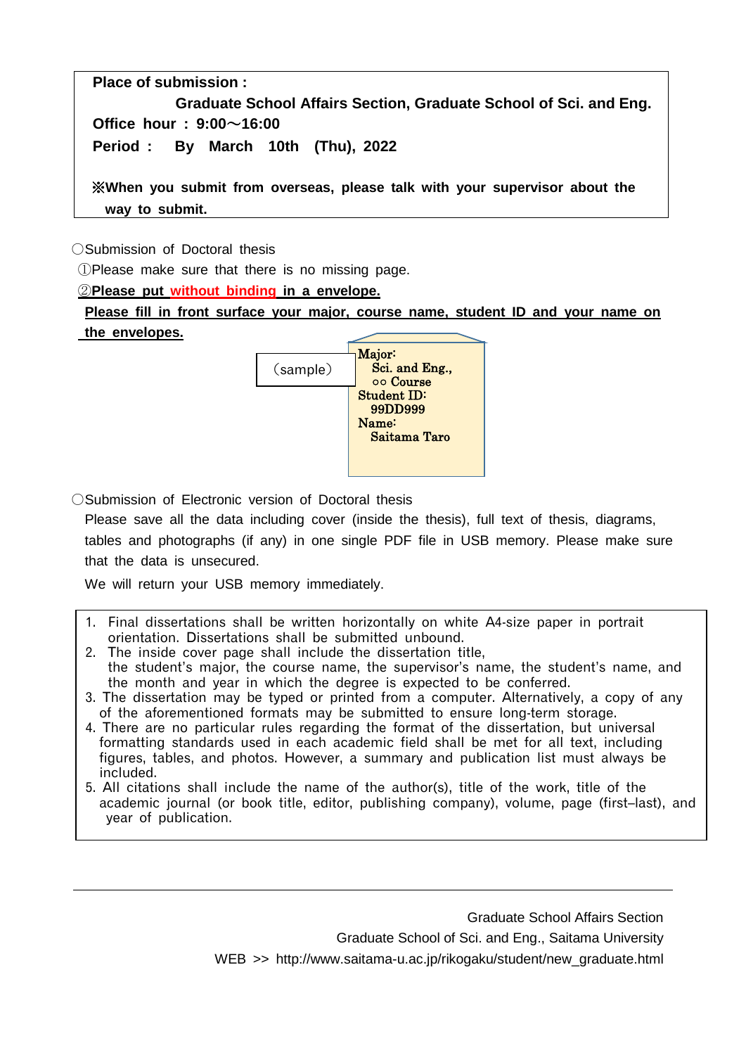**Place of submission :**

**Graduate School Affairs Section, Graduate School of Sci. and Eng.**

**Office hour : 9:00～16:00**

**Period : By March 10th (Thu), 2022**

**※When you submit from overseas, please talk with your supervisor about the way to submit.**

〇Submission of Doctoral thesis

①Please make sure that there is no missing page.

②**Please put without binding in a envelope.**

**Please fill in front surface your major, course name, student ID and your name on the envelopes.**

（sample）

Major:
Sci. and Eng.,
○○ Course
Student ID:
99DD999
Name:
Saitama Taro

〇Submission of Electronic version of Doctoral thesis

Please save all the data including cover (inside the thesis), full text of thesis, diagrams, tables and photographs (if any) in one single PDF file in USB memory. Please make sure that the data is unsecured.

We will return your USB memory immediately.

1. Final dissertations shall be written horizontally on white A4-size paper in portrait orientation. Dissertations shall be submitted unbound.
2. The inside cover page shall include the dissertation title, the student's major, the course name, the supervisor's name, the student's name, and the month and year in which the degree is expected to be conferred.
3. The dissertation may be typed or printed from a computer. Alternatively, a copy of any of the aforementioned formats may be submitted to ensure long-term storage.
4. There are no particular rules regarding the format of the dissertation, but universal formatting standards used in each academic field shall be met for all text, including figures, tables, and photos. However, a summary and publication list must always be included.
5. All citations shall include the name of the author(s), title of the work, title of the academic journal (or book title, editor, publishing company), volume, page (first–last), and year of publication.

Graduate School Affairs Section
Graduate School of Sci. and Eng., Saitama University
WEB >> http://www.saitama-u.ac.jp/rikogaku/student/new_graduate.html